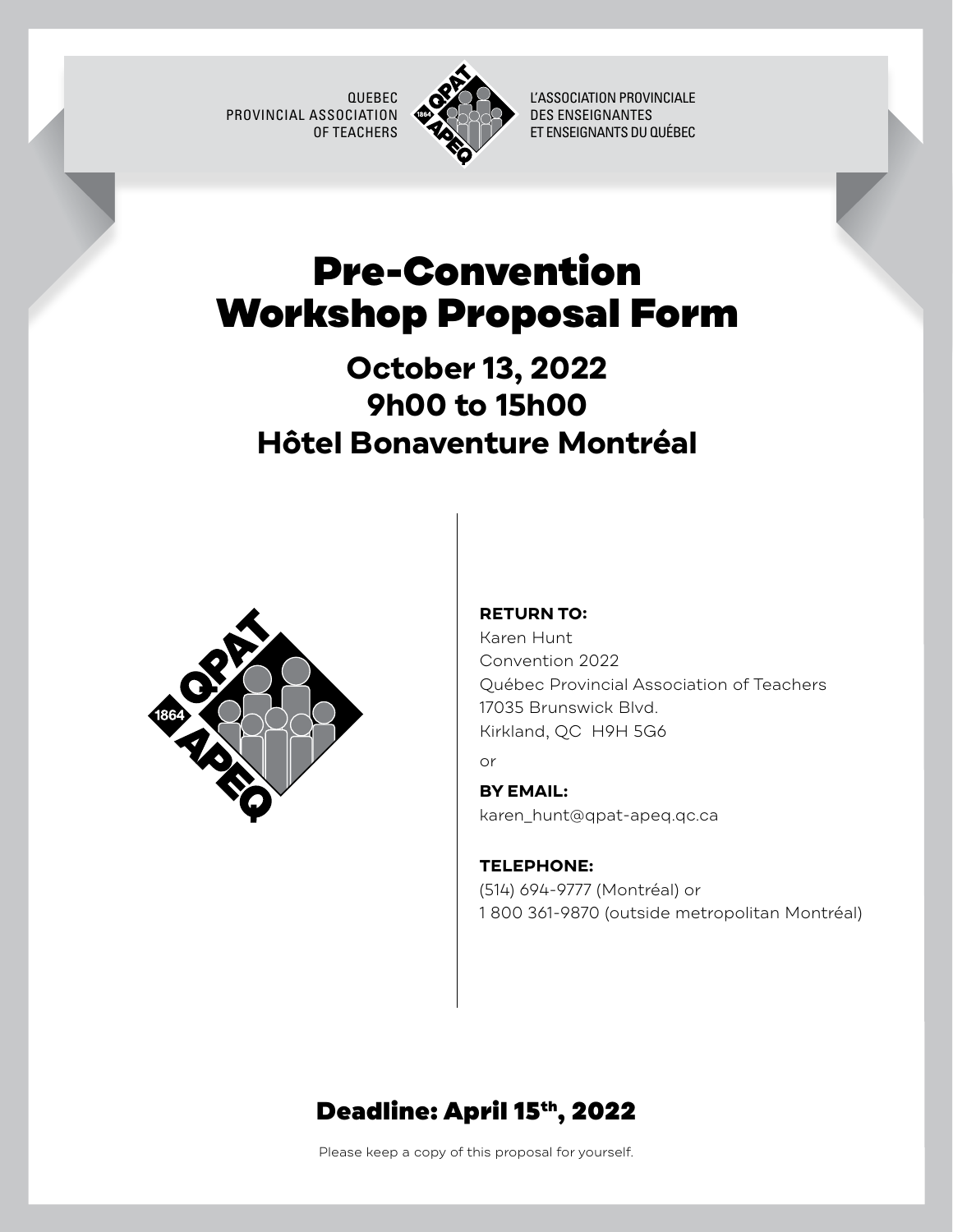QUEBEC PROVINCIAL ASSOCIATION OF TEACHERS

L'ASSOCIATION PROVINCIALE DES ENSEIGNANTES ET ENSEIGNANTS DU QUÉBEC

# Pre-Convention Workshop Proposal Form

## October 13, 2022
## 9h00 to 15h00
## Hôtel Bonaventure Montréal

**RETURN TO:**
Karen Hunt
Convention 2022
Québec Provincial Association of Teachers
17035 Brunswick Blvd.
Kirkland, QC H9H 5G6

or

**BY EMAIL:**
karen_hunt@qpat-apeq.qc.ca

**TELEPHONE:**
(514) 694-9777 (Montréal) or
1 800 361-9870 (outside metropolitan Montréal)

## Deadline: April 15th, 2022

Please keep a copy of this proposal for yourself.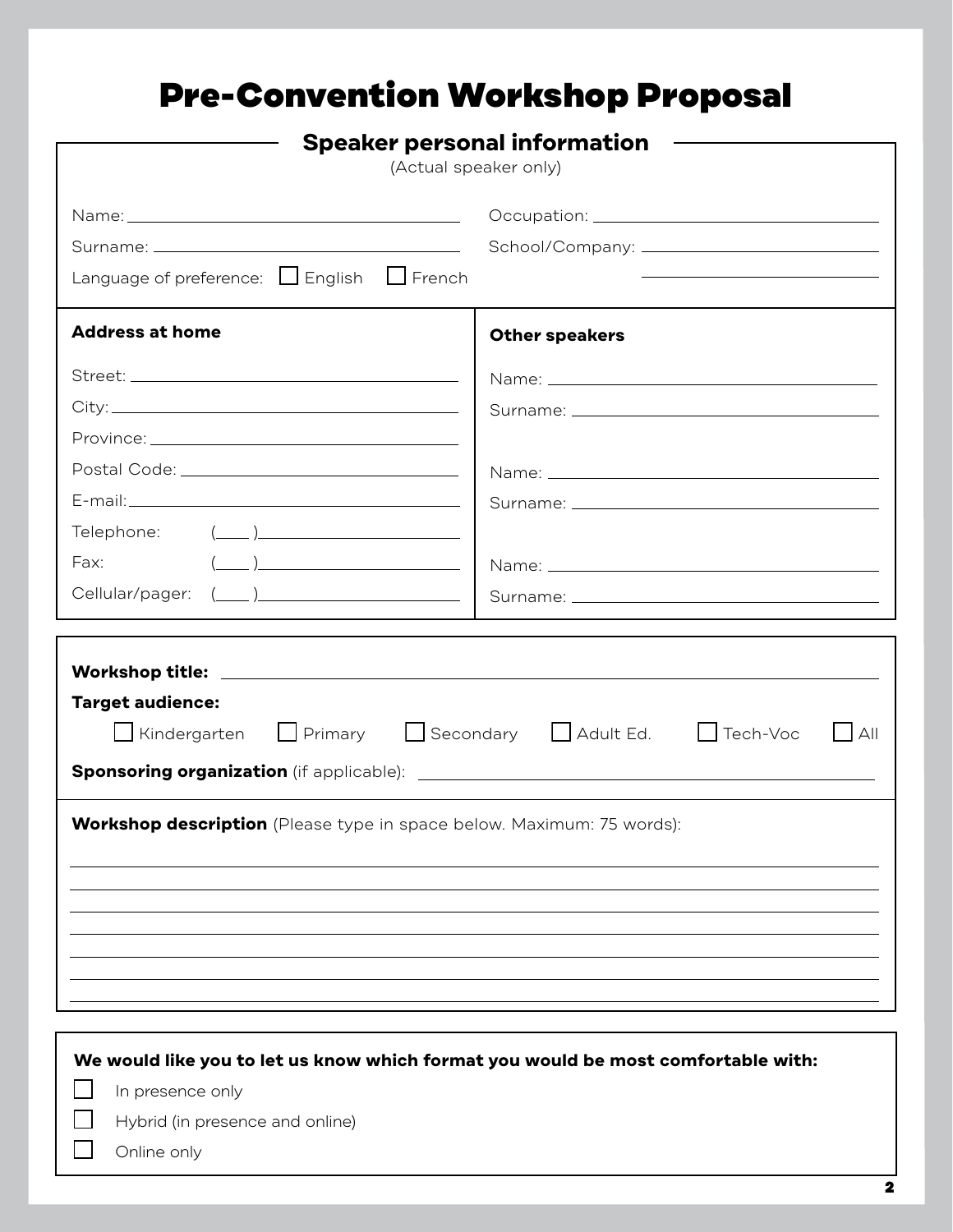# Pre-Convention Workshop Proposal

## Speaker personal information

(Actual speaker only)

Name: ______________________

Surname: ______________________

Language of preference: ☐ English ☐ French

Occupation: ______________________

School/Company: ______________________

______________________

**Address at home**

Street: ______________________

City: ______________________

Province: ______________________

Postal Code: ______________________

E-mail: ______________________

Telephone: (____) ______________________

Fax: (____) ______________________

Cellular/pager: (____) ______________________

**Other speakers**

Name: ______________________

Surname: ______________________

Name: ______________________

Surname: ______________________

Name: ______________________

Surname: ______________________

**Workshop title:** ______________________

**Target audience:**

☐ Kindergarten ☐ Primary ☐ Secondary ☐ Adult Ed. ☐ Tech-Voc ☐ All

**Sponsoring organization** (if applicable): ______________________

**Workshop description** (Please type in space below. Maximum: 75 words):

______________________

______________________

______________________

______________________

______________________

______________________

______________________

**We would like you to let us know which format you would be most comfortable with:**

☐ In presence only

☐ Hybrid (in presence and online)

☐ Online only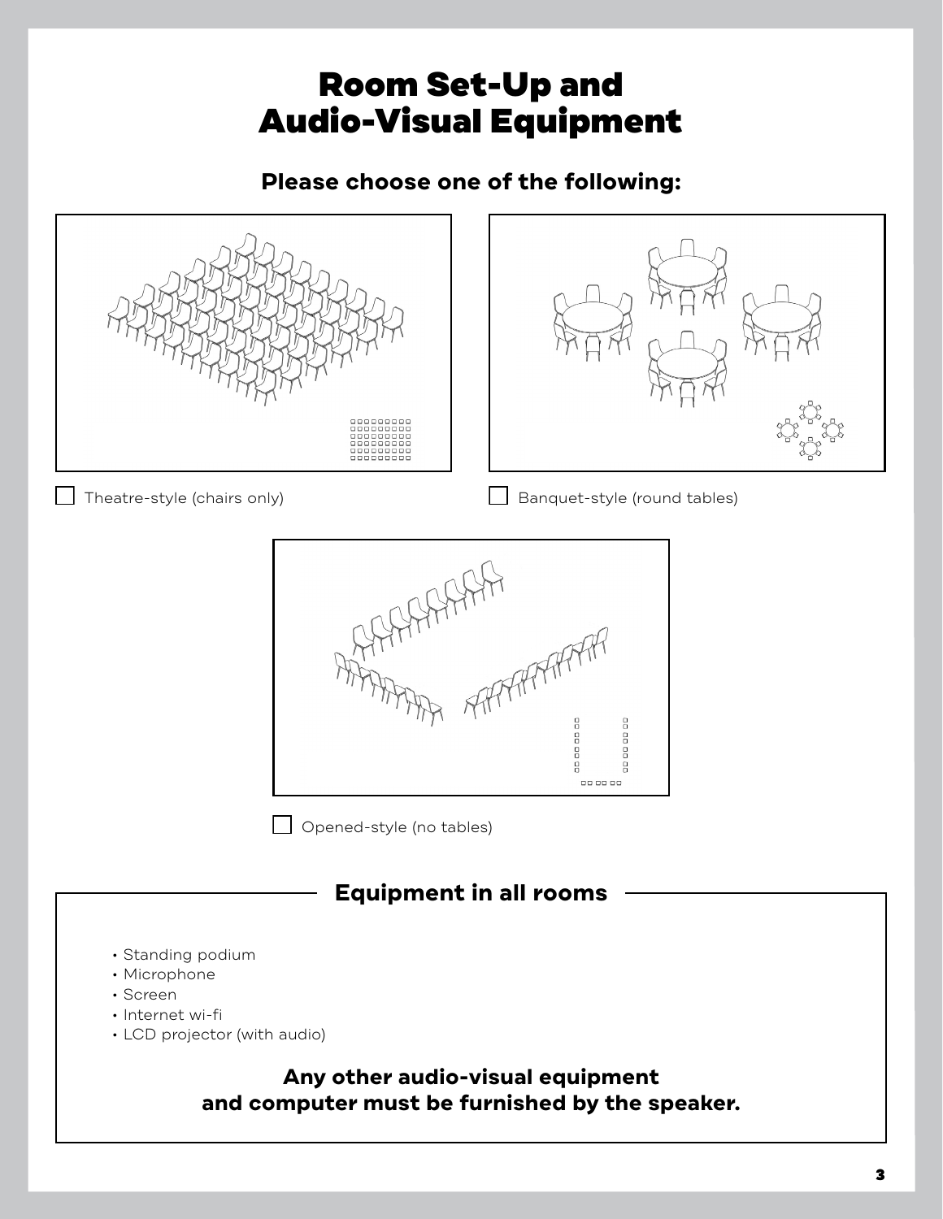# Room Set-Up and Audio-Visual Equipment

## Please choose one of the following:

☐ Theatre-style (chairs only)

☐ Banquet-style (round tables)

☐ Opened-style (no tables)

## Equipment in all rooms

- Standing podium
- Microphone
- Screen
- Internet wi-fi
- LCD projector (with audio)

**Any other audio-visual equipment and computer must be furnished by the speaker.**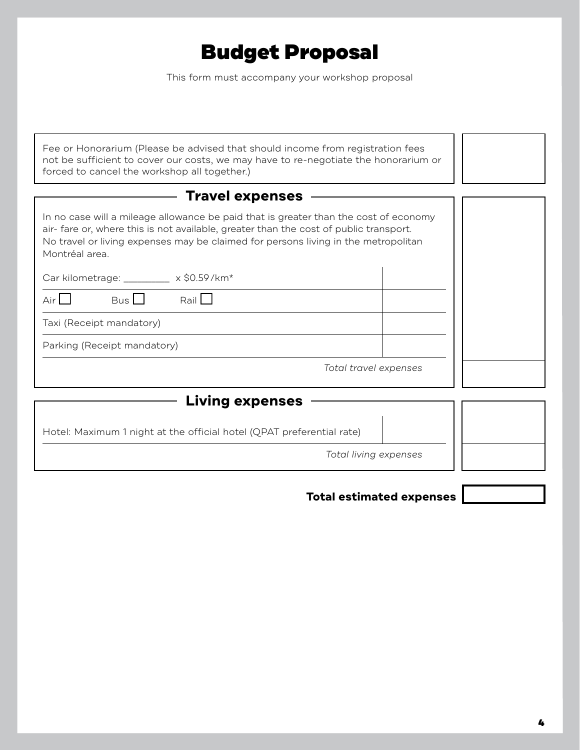# Budget Proposal

This form must accompany your workshop proposal

| Fee or Honorarium (Please be advised that should income from registration fees not be sufficient to cover our costs, we may have to re-negotiate the honorarium or forced to cancel the workshop all together.) | |
|---|---|

## Travel expenses

In no case will a mileage allowance be paid that is greater than the cost of economy air- fare or, where this is not available, greater than the cost of public transport. No travel or living expenses may be claimed for persons living in the metropolitan Montréal area.

| | | |
|---|---|---|
| Car kilometrage: _________ x $0.59 /km* | | |
| Air ☐ Bus ☐ Rail ☐ | | |
| Taxi (Receipt mandatory) | | |
| Parking (Receipt mandatory) | | |
| *Total travel expenses* | | |

## Living expenses

| | | |
|---|---|---|
| Hotel: Maximum 1 night at the official hotel (QPAT preferential rate) | | |
| *Total living expenses* | | |

**Total estimated expenses** ____________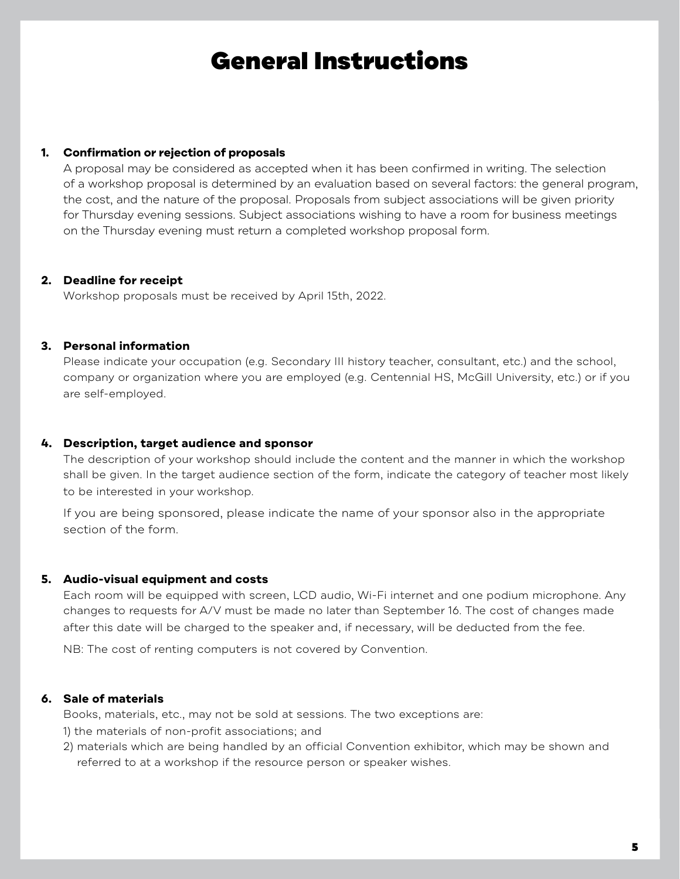# General Instructions

1. **Confirmation or rejection of proposals**
   A proposal may be considered as accepted when it has been confirmed in writing. The selection of a workshop proposal is determined by an evaluation based on several factors: the general program, the cost, and the nature of the proposal. Proposals from subject associations will be given priority for Thursday evening sessions. Subject associations wishing to have a room for business meetings on the Thursday evening must return a completed workshop proposal form.

2. **Deadline for receipt**
   Workshop proposals must be received by April 15th, 2022.

3. **Personal information**
   Please indicate your occupation (e.g. Secondary III history teacher, consultant, etc.) and the school, company or organization where you are employed (e.g. Centennial HS, McGill University, etc.) or if you are self-employed.

4. **Description, target audience and sponsor**
   The description of your workshop should include the content and the manner in which the workshop shall be given. In the target audience section of the form, indicate the category of teacher most likely to be interested in your workshop.

   If you are being sponsored, please indicate the name of your sponsor also in the appropriate section of the form.

5. **Audio-visual equipment and costs**
   Each room will be equipped with screen, LCD audio, Wi-Fi internet and one podium microphone. Any changes to requests for A/V must be made no later than September 16. The cost of changes made after this date will be charged to the speaker and, if necessary, will be deducted from the fee.

   NB: The cost of renting computers is not covered by Convention.

6. **Sale of materials**
   Books, materials, etc., may not be sold at sessions. The two exceptions are:
   1) the materials of non-profit associations; and
   2) materials which are being handled by an official Convention exhibitor, which may be shown and referred to at a workshop if the resource person or speaker wishes.